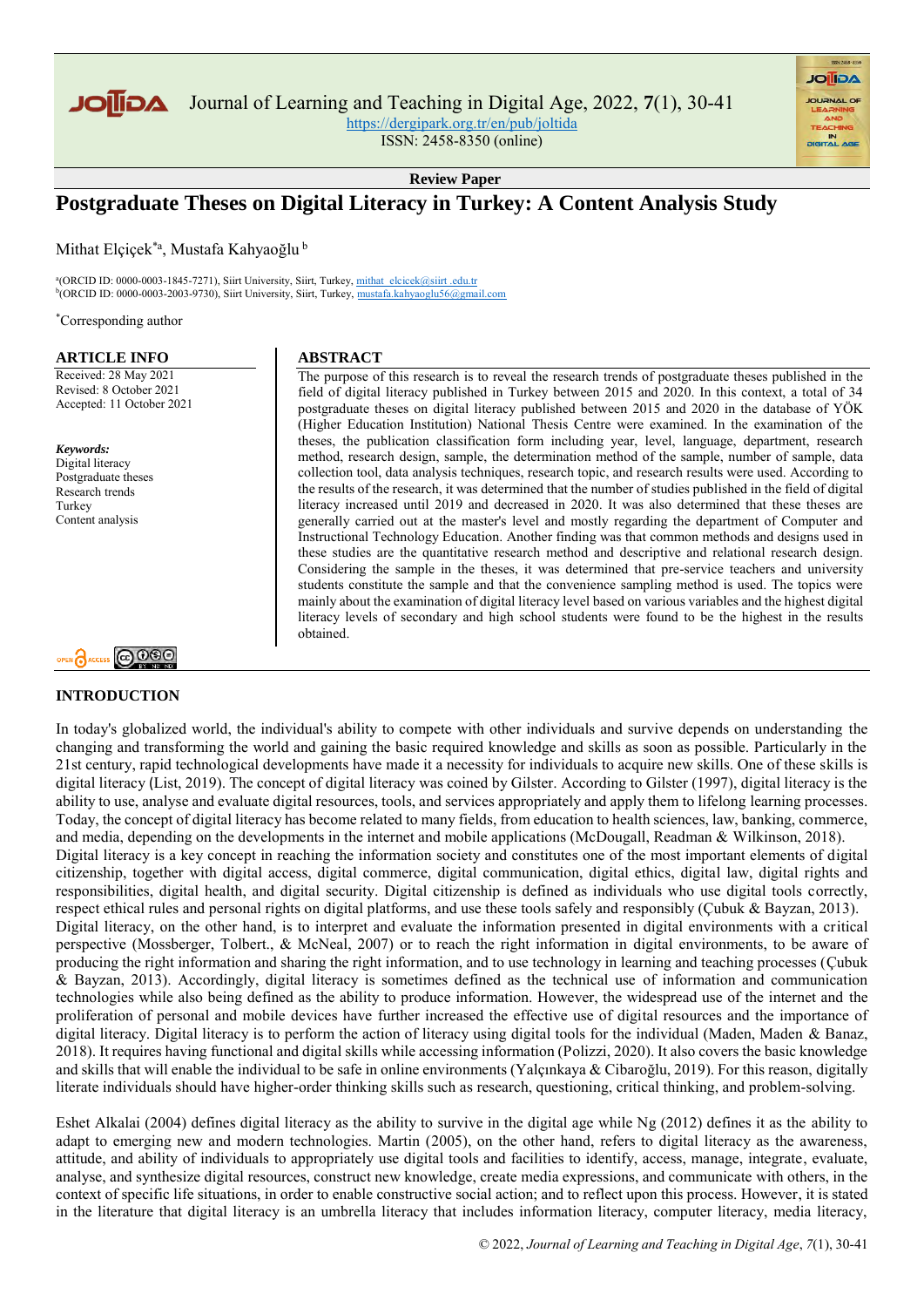Review Paper

# Postgraduate Theses on Digital Literacy in Turkey: A Content Analysis Study

Mithat Elçiçek[*a], Mustafa Kahyaoğlu [b]

[a](ORCID ID: 0000-0003-1845-7271), Siirt University, Siirt, Turkey, mithat_elcicek@siirt.edu.tr
[b](ORCID ID: 0000-0003-2003-9730), Siirt University, Siirt, Turkey, mustafa.kahyaoglu56@gmail.com

[*]Corresponding author

## ARTICLE INFO

Received: 28 May 2021
Revised: 8 October 2021
Accepted: 11 October 2021

***Keywords:***
Digital literacy
Postgraduate theses
Research trends
Turkey
Content analysis

## ABSTRACT

The purpose of this research is to reveal the research trends of postgraduate theses published in the field of digital literacy published in Turkey between 2015 and 2020. In this context, a total of 34 postgraduate theses on digital literacy published between 2015 and 2020 in the database of YÖK (Higher Education Institution) National Thesis Centre were examined. In the examination of the theses, the publication classification form including year, level, language, department, research method, research design, sample, the determination method of the sample, number of sample, data collection tool, data analysis techniques, research topic, and research results were used. According to the results of the research, it was determined that the number of studies published in the field of digital literacy increased until 2019 and decreased in 2020. It was also determined that these theses are generally carried out at the master's level and mostly regarding the department of Computer and Instructional Technology Education. Another finding was that common methods and designs used in these studies are the quantitative research method and descriptive and relational research design. Considering the sample in the theses, it was determined that pre-service teachers and university students constitute the sample and that the convenience sampling method is used. The topics were mainly about the examination of digital literacy level based on various variables and the highest digital literacy levels of secondary and high school students were found to be the highest in the results obtained.

## INTRODUCTION

In today's globalized world, the individual's ability to compete with other individuals and survive depends on understanding the changing and transforming the world and gaining the basic required knowledge and skills as soon as possible. Particularly in the 21st century, rapid technological developments have made it a necessity for individuals to acquire new skills. One of these skills is digital literacy (List, 2019). The concept of digital literacy was coined by Gilster. According to Gilster (1997), digital literacy is the ability to use, analyse and evaluate digital resources, tools, and services appropriately and apply them to lifelong learning processes. Today, the concept of digital literacy has become related to many fields, from education to health sciences, law, banking, commerce, and media, depending on the developments in the internet and mobile applications (McDougall, Readman & Wilkinson, 2018).

Digital literacy is a key concept in reaching the information society and constitutes one of the most important elements of digital citizenship, together with digital access, digital commerce, digital communication, digital ethics, digital law, digital rights and responsibilities, digital health, and digital security. Digital citizenship is defined as individuals who use digital tools correctly, respect ethical rules and personal rights on digital platforms, and use these tools safely and responsibly (Çubuk & Bayzan, 2013).

Digital literacy, on the other hand, is to interpret and evaluate the information presented in digital environments with a critical perspective (Mossberger, Tolbert., & McNeal, 2007) or to reach the right information in digital environments, to be aware of producing the right information and sharing the right information, and to use technology in learning and teaching processes (Çubuk & Bayzan, 2013). Accordingly, digital literacy is sometimes defined as the technical use of information and communication technologies while also being defined as the ability to produce information. However, the widespread use of the internet and the proliferation of personal and mobile devices have further increased the effective use of digital resources and the importance of digital literacy. Digital literacy is to perform the action of literacy using digital tools for the individual (Maden, Maden & Banaz, 2018). It requires having functional and digital skills while accessing information (Polizzi, 2020). It also covers the basic knowledge and skills that will enable the individual to be safe in online environments (Yalçınkaya & Cibaroğlu, 2019). For this reason, digitally literate individuals should have higher-order thinking skills such as research, questioning, critical thinking, and problem-solving.

Eshet Alkalai (2004) defines digital literacy as the ability to survive in the digital age while Ng (2012) defines it as the ability to adapt to emerging new and modern technologies. Martin (2005), on the other hand, refers to digital literacy as the awareness, attitude, and ability of individuals to appropriately use digital tools and facilities to identify, access, manage, integrate, evaluate, analyse, and synthesize digital resources, construct new knowledge, create media expressions, and communicate with others, in the context of specific life situations, in order to enable constructive social action; and to reflect upon this process. However, it is stated in the literature that digital literacy is an umbrella literacy that includes information literacy, computer literacy, media literacy,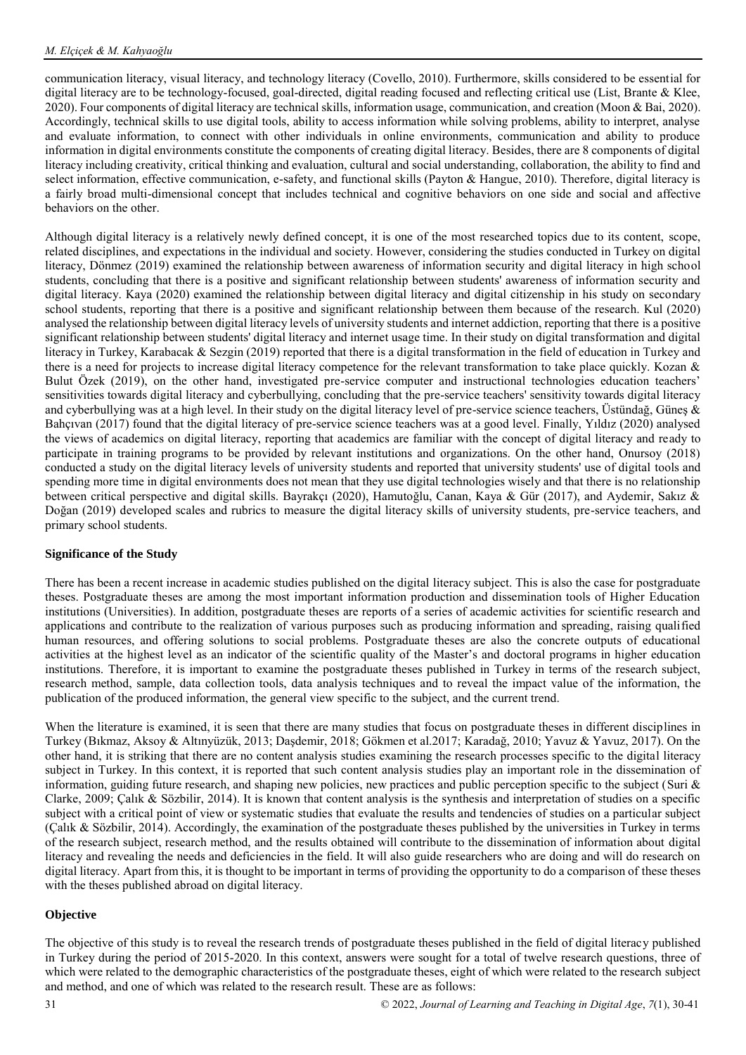communication literacy, visual literacy, and technology literacy (Covello, 2010). Furthermore, skills considered to be essential for digital literacy are to be technology-focused, goal-directed, digital reading focused and reflecting critical use (List, Brante & Klee, 2020). Four components of digital literacy are technical skills, information usage, communication, and creation (Moon & Bai, 2020). Accordingly, technical skills to use digital tools, ability to access information while solving problems, ability to interpret, analyse and evaluate information, to connect with other individuals in online environments, communication and ability to produce information in digital environments constitute the components of creating digital literacy. Besides, there are 8 components of digital literacy including creativity, critical thinking and evaluation, cultural and social understanding, collaboration, the ability to find and select information, effective communication, e-safety, and functional skills (Payton & Hangue, 2010). Therefore, digital literacy is a fairly broad multi-dimensional concept that includes technical and cognitive behaviors on one side and social and affective behaviors on the other.

Although digital literacy is a relatively newly defined concept, it is one of the most researched topics due to its content, scope, related disciplines, and expectations in the individual and society. However, considering the studies conducted in Turkey on digital literacy, Dönmez (2019) examined the relationship between awareness of information security and digital literacy in high school students, concluding that there is a positive and significant relationship between students' awareness of information security and digital literacy. Kaya (2020) examined the relationship between digital literacy and digital citizenship in his study on secondary school students, reporting that there is a positive and significant relationship between them because of the research. Kul (2020) analysed the relationship between digital literacy levels of university students and internet addiction, reporting that there is a positive significant relationship between students' digital literacy and internet usage time. In their study on digital transformation and digital literacy in Turkey, Karabacak & Sezgin (2019) reported that there is a digital transformation in the field of education in Turkey and there is a need for projects to increase digital literacy competence for the relevant transformation to take place quickly. Kozan & Bulut Özek (2019), on the other hand, investigated pre-service computer and instructional technologies education teachers' sensitivities towards digital literacy and cyberbullying, concluding that the pre-service teachers' sensitivity towards digital literacy and cyberbullying was at a high level. In their study on the digital literacy level of pre-service science teachers, Üstündağ, Güneş & Bahçıvan (2017) found that the digital literacy of pre-service science teachers was at a good level. Finally, Yıldız (2020) analysed the views of academics on digital literacy, reporting that academics are familiar with the concept of digital literacy and ready to participate in training programs to be provided by relevant institutions and organizations. On the other hand, Onursoy (2018) conducted a study on the digital literacy levels of university students and reported that university students' use of digital tools and spending more time in digital environments does not mean that they use digital technologies wisely and that there is no relationship between critical perspective and digital skills. Bayrakçı (2020), Hamutoğlu, Canan, Kaya & Gür (2017), and Aydemir, Sakız & Doğan (2019) developed scales and rubrics to measure the digital literacy skills of university students, pre-service teachers, and primary school students.

**Significance of the Study**

There has been a recent increase in academic studies published on the digital literacy subject. This is also the case for postgraduate theses. Postgraduate theses are among the most important information production and dissemination tools of Higher Education institutions (Universities). In addition, postgraduate theses are reports of a series of academic activities for scientific research and applications and contribute to the realization of various purposes such as producing information and spreading, raising qualified human resources, and offering solutions to social problems. Postgraduate theses are also the concrete outputs of educational activities at the highest level as an indicator of the scientific quality of the Master's and doctoral programs in higher education institutions. Therefore, it is important to examine the postgraduate theses published in Turkey in terms of the research subject, research method, sample, data collection tools, data analysis techniques and to reveal the impact value of the information, the publication of the produced information, the general view specific to the subject, and the current trend.

When the literature is examined, it is seen that there are many studies that focus on postgraduate theses in different disciplines in Turkey (Bıkmaz, Aksoy & Altınyüzük, 2013; Daşdemir, 2018; Gökmen et al.2017; Karadağ, 2010; Yavuz & Yavuz, 2017). On the other hand, it is striking that there are no content analysis studies examining the research processes specific to the digital literacy subject in Turkey. In this context, it is reported that such content analysis studies play an important role in the dissemination of information, guiding future research, and shaping new policies, new practices and public perception specific to the subject (Suri & Clarke, 2009; Çalık & Sözbilir, 2014). It is known that content analysis is the synthesis and interpretation of studies on a specific subject with a critical point of view or systematic studies that evaluate the results and tendencies of studies on a particular subject (Çalık & Sözbilir, 2014). Accordingly, the examination of the postgraduate theses published by the universities in Turkey in terms of the research subject, research method, and the results obtained will contribute to the dissemination of information about digital literacy and revealing the needs and deficiencies in the field. It will also guide researchers who are doing and will do research on digital literacy. Apart from this, it is thought to be important in terms of providing the opportunity to do a comparison of these theses with the theses published abroad on digital literacy.

**Objective**

The objective of this study is to reveal the research trends of postgraduate theses published in the field of digital literacy published in Turkey during the period of 2015-2020. In this context, answers were sought for a total of twelve research questions, three of which were related to the demographic characteristics of the postgraduate theses, eight of which were related to the research subject and method, and one of which was related to the research result. These are as follows: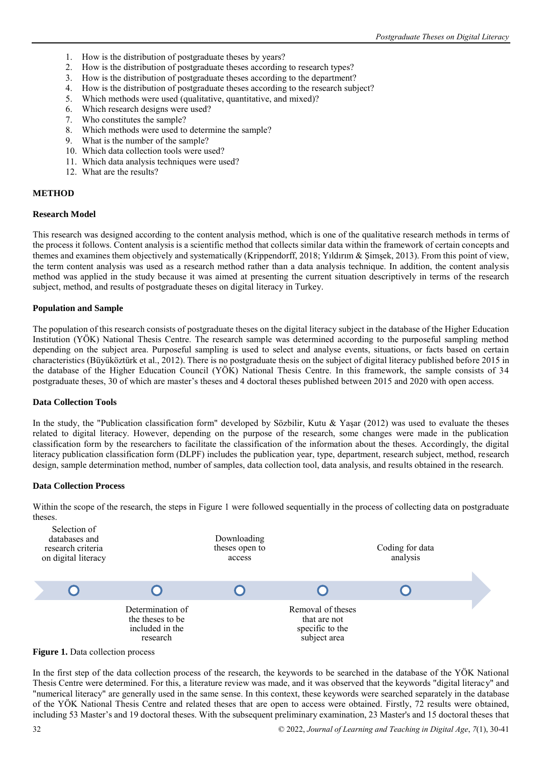1. How is the distribution of postgraduate theses by years?
2. How is the distribution of postgraduate theses according to research types?
3. How is the distribution of postgraduate theses according to the department?
4. How is the distribution of postgraduate theses according to the research subject?
5. Which methods were used (qualitative, quantitative, and mixed)?
6. Which research designs were used?
7. Who constitutes the sample?
8. Which methods were used to determine the sample?
9. What is the number of the sample?
10. Which data collection tools were used?
11. Which data analysis techniques were used?
12. What are the results?

## METHOD

### Research Model

This research was designed according to the content analysis method, which is one of the qualitative research methods in terms of the process it follows. Content analysis is a scientific method that collects similar data within the framework of certain concepts and themes and examines them objectively and systematically (Krippendorff, 2018; Yıldırım & Şimşek, 2013). From this point of view, the term content analysis was used as a research method rather than a data analysis technique. In addition, the content analysis method was applied in the study because it was aimed at presenting the current situation descriptively in terms of the research subject, method, and results of postgraduate theses on digital literacy in Turkey.

### Population and Sample

The population of this research consists of postgraduate theses on the digital literacy subject in the database of the Higher Education Institution (YÖK) National Thesis Centre. The research sample was determined according to the purposeful sampling method depending on the subject area. Purposeful sampling is used to select and analyse events, situations, or facts based on certain characteristics (Büyüköztürk et al., 2012). There is no postgraduate thesis on the subject of digital literacy published before 2015 in the database of the Higher Education Council (YÖK) National Thesis Centre. In this framework, the sample consists of 34 postgraduate theses, 30 of which are master's theses and 4 doctoral theses published between 2015 and 2020 with open access.

### Data Collection Tools

In the study, the "Publication classification form" developed by Sözbilir, Kutu & Yaşar (2012) was used to evaluate the theses related to digital literacy. However, depending on the purpose of the research, some changes were made in the publication classification form by the researchers to facilitate the classification of the information about the theses. Accordingly, the digital literacy publication classification form (DLPF) includes the publication year, type, department, research subject, method, research design, sample determination method, number of samples, data collection tool, data analysis, and results obtained in the research.

### Data Collection Process

Within the scope of the research, the steps in Figure 1 were followed sequentially in the process of collecting data on postgraduate theses.

Selection of databases and research criteria on digital literacy → Determination of the theses to be included in the research → Downloading theses open to access → Removal of theses that are not specific to the subject area → Coding for data analysis

**Figure 1.** Data collection process

In the first step of the data collection process of the research, the keywords to be searched in the database of the YÖK National Thesis Centre were determined. For this, a literature review was made, and it was observed that the keywords "digital literacy" and "numerical literacy" are generally used in the same sense. In this context, these keywords were searched separately in the database of the YÖK National Thesis Centre and related theses that are open to access were obtained. Firstly, 72 results were obtained, including 53 Master's and 19 doctoral theses. With the subsequent preliminary examination, 23 Master's and 15 doctoral theses that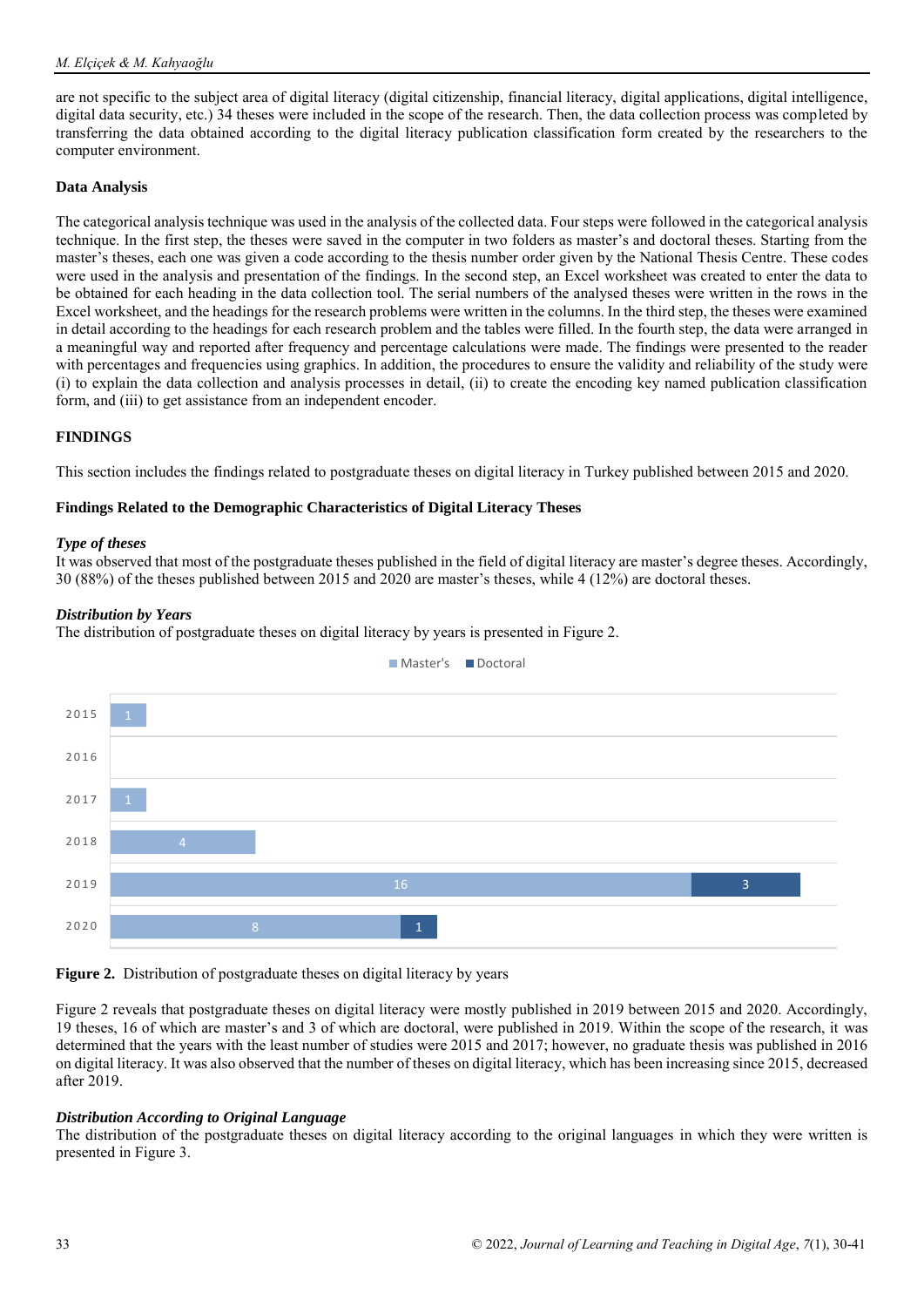are not specific to the subject area of digital literacy (digital citizenship, financial literacy, digital applications, digital intelligence, digital data security, etc.) 34 theses were included in the scope of the research. Then, the data collection process was completed by transferring the data obtained according to the digital literacy publication classification form created by the researchers to the computer environment.

### Data Analysis

The categorical analysis technique was used in the analysis of the collected data. Four steps were followed in the categorical analysis technique. In the first step, the theses were saved in the computer in two folders as master's and doctoral theses. Starting from the master's theses, each one was given a code according to the thesis number order given by the National Thesis Centre. These codes were used in the analysis and presentation of the findings. In the second step, an Excel worksheet was created to enter the data to be obtained for each heading in the data collection tool. The serial numbers of the analysed theses were written in the rows in the Excel worksheet, and the headings for the research problems were written in the columns. In the third step, the theses were examined in detail according to the headings for each research problem and the tables were filled. In the fourth step, the data were arranged in a meaningful way and reported after frequency and percentage calculations were made. The findings were presented to the reader with percentages and frequencies using graphics. In addition, the procedures to ensure the validity and reliability of the study were (i) to explain the data collection and analysis processes in detail, (ii) to create the encoding key named publication classification form, and (iii) to get assistance from an independent encoder.

## FINDINGS

This section includes the findings related to postgraduate theses on digital literacy in Turkey published between 2015 and 2020.

### Findings Related to the Demographic Characteristics of Digital Literacy Theses

#### *Type of theses*

It was observed that most of the postgraduate theses published in the field of digital literacy are master's degree theses. Accordingly, 30 (88%) of the theses published between 2015 and 2020 are master's theses, while 4 (12%) are doctoral theses.

#### *Distribution by Years*

The distribution of postgraduate theses on digital literacy by years is presented in Figure 2.

| Year | Master's | Doctoral |
|---|---|---|
| 2015 | 1 | |
| 2016 | | |
| 2017 | 1 | |
| 2018 | 4 | |
| 2019 | 16 | 3 |
| 2020 | 8 | 1 |

**Figure 2.** Distribution of postgraduate theses on digital literacy by years

Figure 2 reveals that postgraduate theses on digital literacy were mostly published in 2019 between 2015 and 2020. Accordingly, 19 theses, 16 of which are master's and 3 of which are doctoral, were published in 2019. Within the scope of the research, it was determined that the years with the least number of studies were 2015 and 2017; however, no graduate thesis was published in 2016 on digital literacy. It was also observed that the number of theses on digital literacy, which has been increasing since 2015, decreased after 2019.

#### *Distribution According to Original Language*

The distribution of the postgraduate theses on digital literacy according to the original languages in which they were written is presented in Figure 3.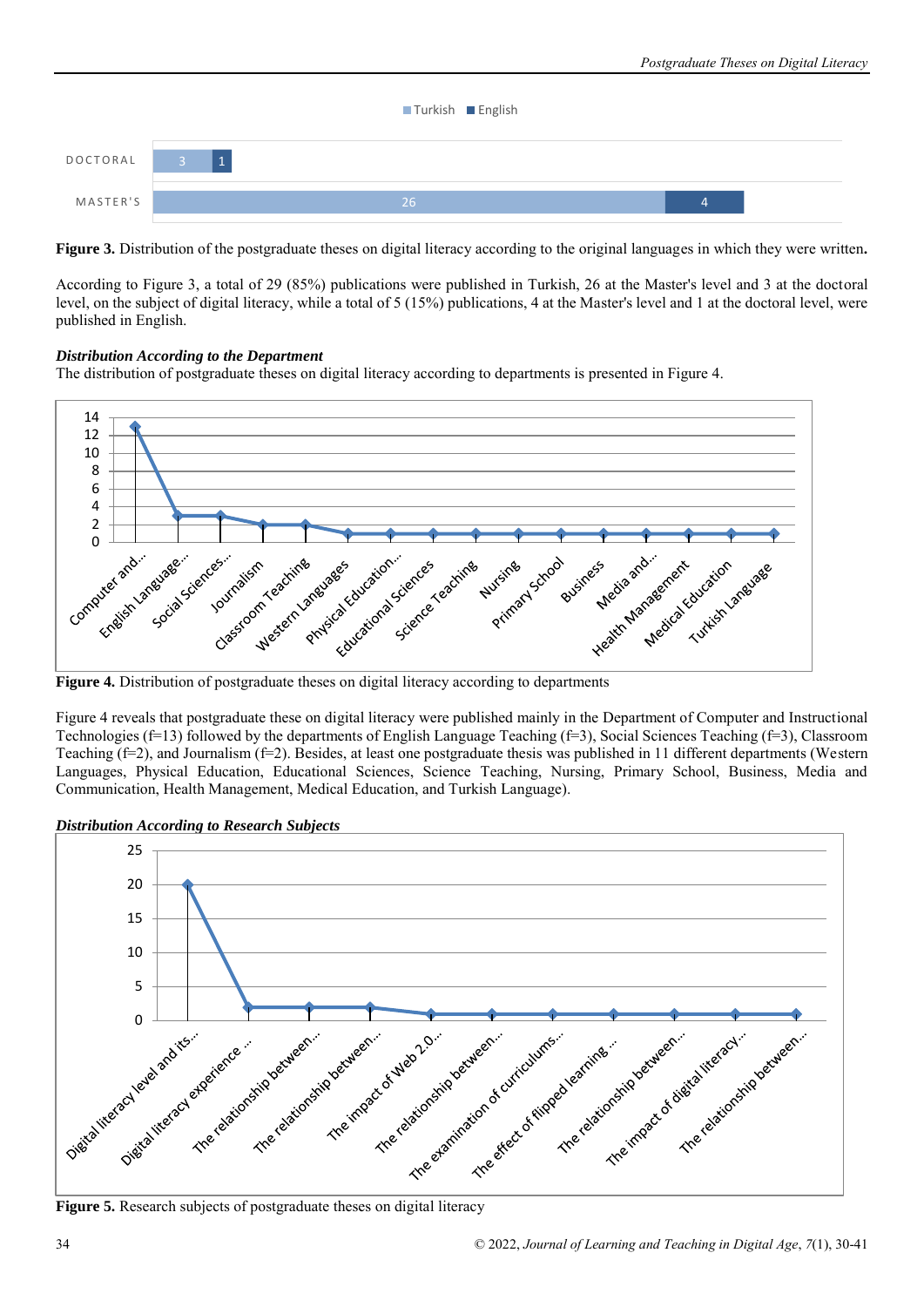**Figure 3.** Distribution of the postgraduate theses on digital literacy according to the original languages in which they were written**.**

According to Figure 3, a total of 29 (85%) publications were published in Turkish, 26 at the Master's level and 3 at the doctoral level, on the subject of digital literacy, while a total of 5 (15%) publications, 4 at the Master's level and 1 at the doctoral level, were published in English.

***Distribution According to the Department***

The distribution of postgraduate theses on digital literacy according to departments is presented in Figure 4.

**Figure 4.** Distribution of postgraduate theses on digital literacy according to departments

Figure 4 reveals that postgraduate these on digital literacy were published mainly in the Department of Computer and Instructional Technologies (f=13) followed by the departments of English Language Teaching (f=3), Social Sciences Teaching (f=3), Classroom Teaching (f=2), and Journalism (f=2). Besides, at least one postgraduate thesis was published in 11 different departments (Western Languages, Physical Education, Educational Sciences, Science Teaching, Nursing, Primary School, Business, Media and Communication, Health Management, Medical Education, and Turkish Language).

***Distribution According to Research Subjects***

**Figure 5.** Research subjects of postgraduate theses on digital literacy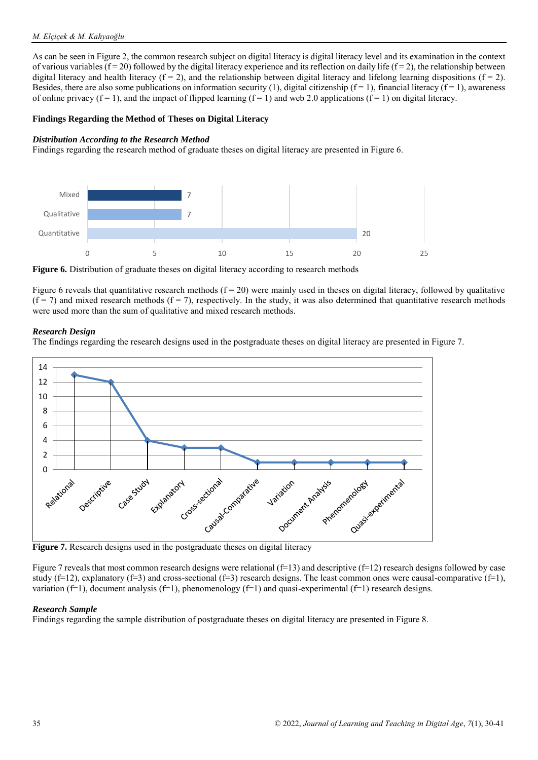As can be seen in Figure 2, the common research subject on digital literacy is digital literacy level and its examination in the context of various variables (f = 20) followed by the digital literacy experience and its reflection on daily life (f = 2), the relationship between digital literacy and health literacy (f = 2), and the relationship between digital literacy and lifelong learning dispositions (f = 2). Besides, there are also some publications on information security (1), digital citizenship (f = 1), financial literacy (f = 1), awareness of online privacy (f = 1), and the impact of flipped learning (f = 1) and web 2.0 applications (f = 1) on digital literacy.

**Findings Regarding the Method of Theses on Digital Literacy**

***Distribution According to the Research Method***

Findings regarding the research method of graduate theses on digital literacy are presented in Figure 6.

**Figure 6.** Distribution of graduate theses on digital literacy according to research methods

Figure 6 reveals that quantitative research methods (f = 20) were mainly used in theses on digital literacy, followed by qualitative (f = 7) and mixed research methods (f = 7), respectively. In the study, it was also determined that quantitative research methods were used more than the sum of qualitative and mixed research methods.

***Research Design***

The findings regarding the research designs used in the postgraduate theses on digital literacy are presented in Figure 7.

**Figure 7.** Research designs used in the postgraduate theses on digital literacy

Figure 7 reveals that most common research designs were relational (f=13) and descriptive (f=12) research designs followed by case study (f=12), explanatory (f=3) and cross-sectional (f=3) research designs. The least common ones were causal-comparative (f=1), variation (f=1), document analysis (f=1), phenomenology (f=1) and quasi-experimental (f=1) research designs.

***Research Sample***

Findings regarding the sample distribution of postgraduate theses on digital literacy are presented in Figure 8.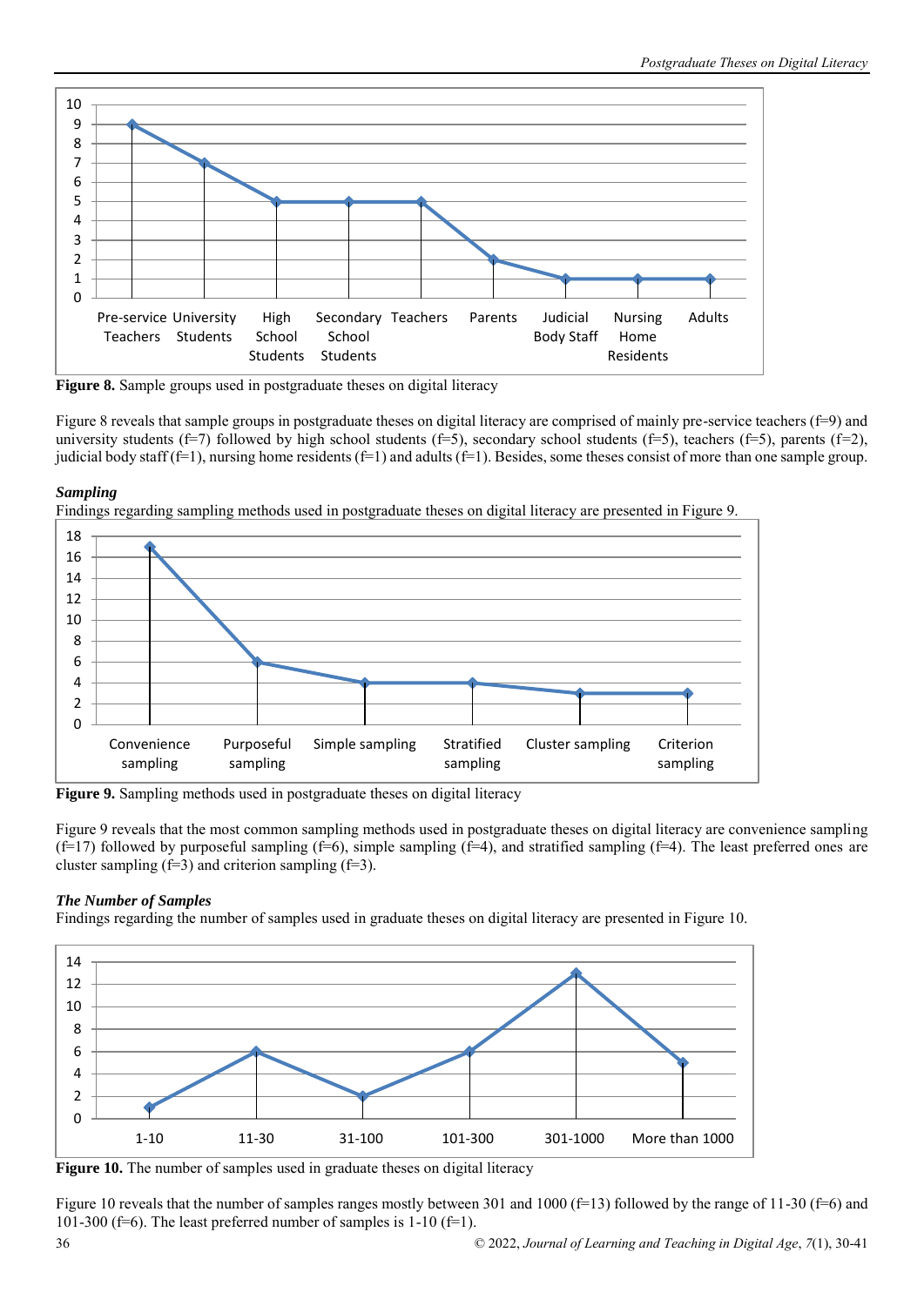Figure 8. Sample groups used in postgraduate theses on digital literacy

Figure 8 reveals that sample groups in postgraduate theses on digital literacy are comprised of mainly pre-service teachers (f=9) and university students (f=7) followed by high school students (f=5), secondary school students (f=5), teachers (f=5), parents (f=2), judicial body staff (f=1), nursing home residents (f=1) and adults (f=1). Besides, some theses consist of more than one sample group.

### *Sampling*

Findings regarding sampling methods used in postgraduate theses on digital literacy are presented in Figure 9.

**Figure 9.** Sampling methods used in postgraduate theses on digital literacy

Figure 9 reveals that the most common sampling methods used in postgraduate theses on digital literacy are convenience sampling (f=17) followed by purposeful sampling (f=6), simple sampling (f=4), and stratified sampling (f=4). The least preferred ones are cluster sampling (f=3) and criterion sampling (f=3).

### *The Number of Samples*

Findings regarding the number of samples used in graduate theses on digital literacy are presented in Figure 10.

**Figure 10.** The number of samples used in graduate theses on digital literacy

Figure 10 reveals that the number of samples ranges mostly between 301 and 1000 (f=13) followed by the range of 11-30 (f=6) and 101-300 (f=6). The least preferred number of samples is 1-10 (f=1).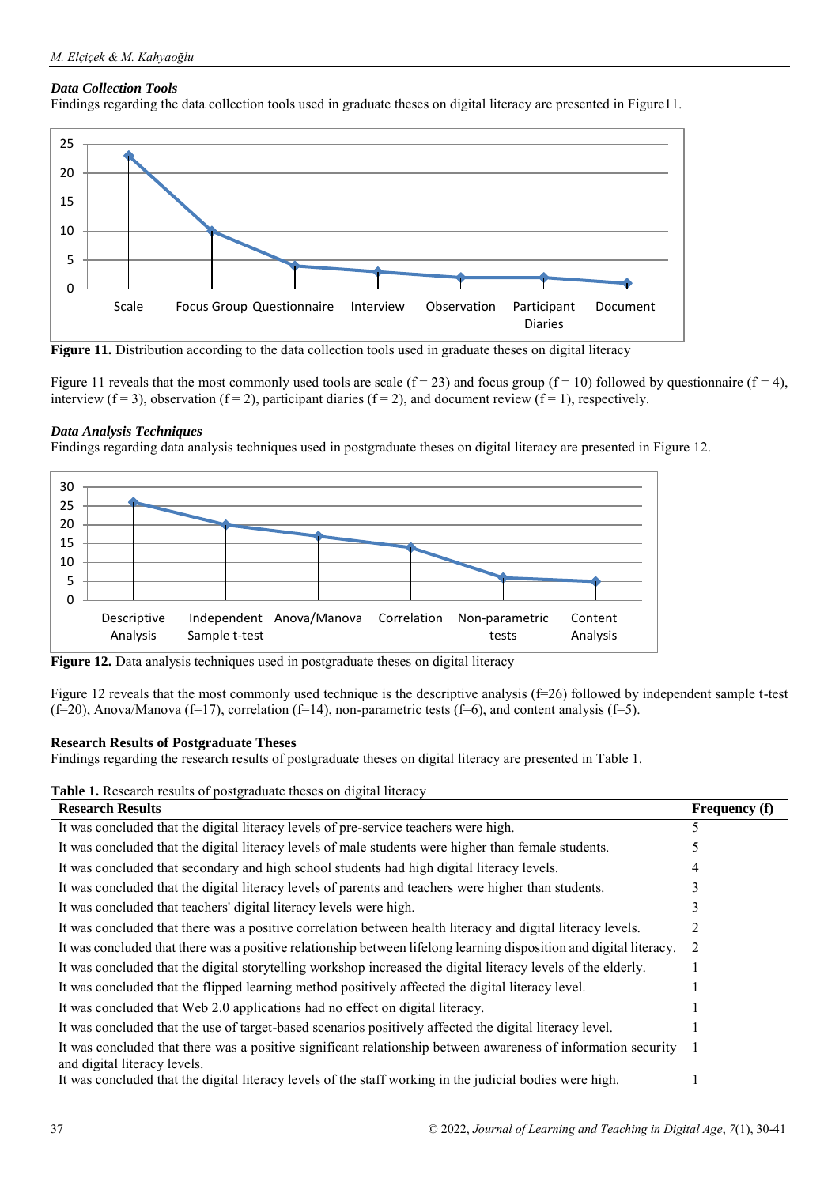### *Data Collection Tools*

Findings regarding the data collection tools used in graduate theses on digital literacy are presented in Figure11.

**Figure 11.** Distribution according to the data collection tools used in graduate theses on digital literacy

Figure 11 reveals that the most commonly used tools are scale (f = 23) and focus group (f = 10) followed by questionnaire (f = 4), interview (f = 3), observation (f = 2), participant diaries (f = 2), and document review (f = 1), respectively.

### *Data Analysis Techniques*

Findings regarding data analysis techniques used in postgraduate theses on digital literacy are presented in Figure 12.

**Figure 12.** Data analysis techniques used in postgraduate theses on digital literacy

Figure 12 reveals that the most commonly used technique is the descriptive analysis (f=26) followed by independent sample t-test (f=20), Anova/Manova (f=17), correlation (f=14), non-parametric tests (f=6), and content analysis (f=5).

### Research Results of Postgraduate Theses

Findings regarding the research results of postgraduate theses on digital literacy are presented in Table 1.

**Table 1.** Research results of postgraduate theses on digital literacy

| Research Results | Frequency (f) |
|---|---|
| It was concluded that the digital literacy levels of pre-service teachers were high. | 5 |
| It was concluded that the digital literacy levels of male students were higher than female students. | 5 |
| It was concluded that secondary and high school students had high digital literacy levels. | 4 |
| It was concluded that the digital literacy levels of parents and teachers were higher than students. | 3 |
| It was concluded that teachers' digital literacy levels were high. | 3 |
| It was concluded that there was a positive correlation between health literacy and digital literacy levels. | 2 |
| It was concluded that there was a positive relationship between lifelong learning disposition and digital literacy. | 2 |
| It was concluded that the digital storytelling workshop increased the digital literacy levels of the elderly. | 1 |
| It was concluded that the flipped learning method positively affected the digital literacy level. | 1 |
| It was concluded that Web 2.0 applications had no effect on digital literacy. | 1 |
| It was concluded that the use of target-based scenarios positively affected the digital literacy level. | 1 |
| It was concluded that there was a positive significant relationship between awareness of information security and digital literacy levels. | 1 |
| It was concluded that the digital literacy levels of the staff working in the judicial bodies were high. | 1 |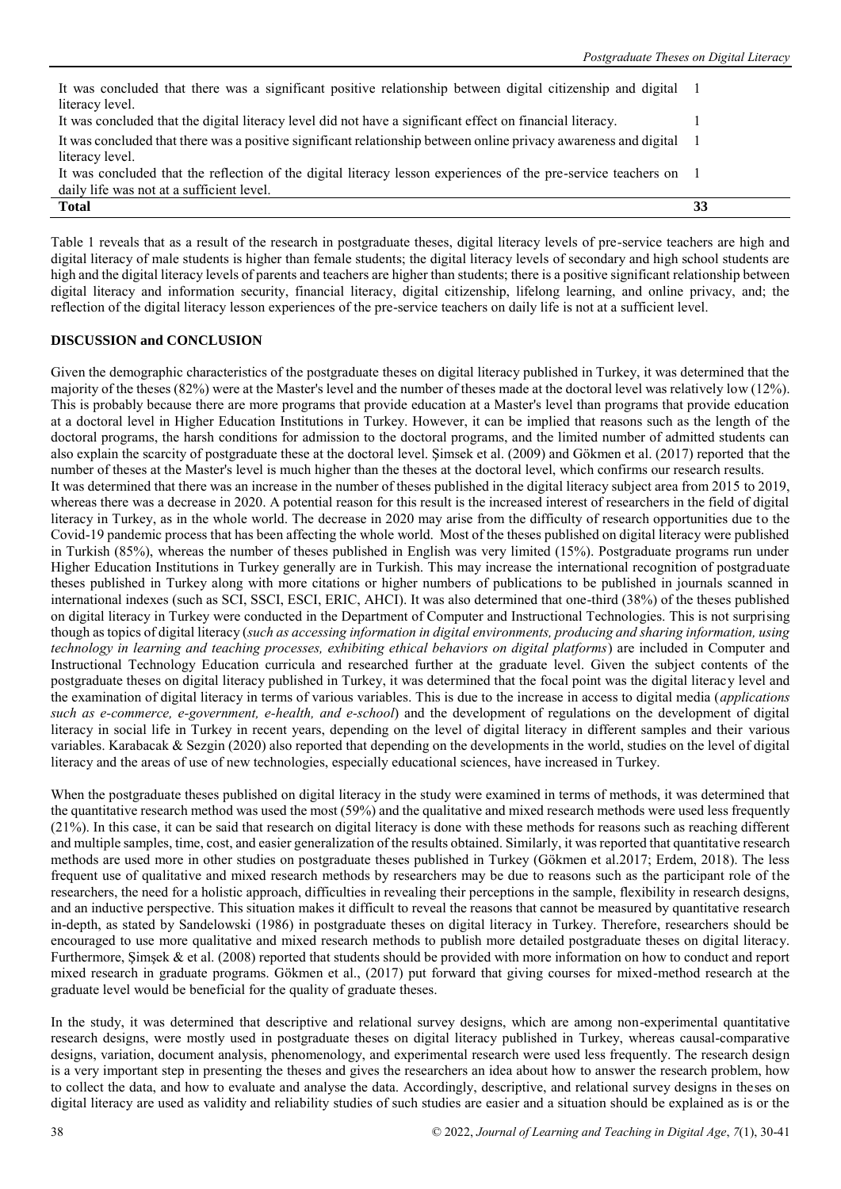| | |
|---|---|
| It was concluded that there was a significant positive relationship between digital citizenship and digital literacy level. | 1 |
| It was concluded that the digital literacy level did not have a significant effect on financial literacy. | 1 |
| It was concluded that there was a positive significant relationship between online privacy awareness and digital literacy level. | 1 |
| It was concluded that the reflection of the digital literacy lesson experiences of the pre-service teachers on daily life was not at a sufficient level. | 1 |
| **Total** | **33** |

Table 1 reveals that as a result of the research in postgraduate theses, digital literacy levels of pre-service teachers are high and digital literacy of male students is higher than female students; the digital literacy levels of secondary and high school students are high and the digital literacy levels of parents and teachers are higher than students; there is a positive significant relationship between digital literacy and information security, financial literacy, digital citizenship, lifelong learning, and online privacy, and; the reflection of the digital literacy lesson experiences of the pre-service teachers on daily life is not at a sufficient level.

## DISCUSSION and CONCLUSION

Given the demographic characteristics of the postgraduate theses on digital literacy published in Turkey, it was determined that the majority of the theses (82%) were at the Master's level and the number of theses made at the doctoral level was relatively low (12%). This is probably because there are more programs that provide education at a Master's level than programs that provide education at a doctoral level in Higher Education Institutions in Turkey. However, it can be implied that reasons such as the length of the doctoral programs, the harsh conditions for admission to the doctoral programs, and the limited number of admitted students can also explain the scarcity of postgraduate these at the doctoral level. Şimsek et al. (2009) and Gökmen et al. (2017) reported that the number of theses at the Master's level is much higher than the theses at the doctoral level, which confirms our research results.

It was determined that there was an increase in the number of theses published in the digital literacy subject area from 2015 to 2019, whereas there was a decrease in 2020. A potential reason for this result is the increased interest of researchers in the field of digital literacy in Turkey, as in the whole world. The decrease in 2020 may arise from the difficulty of research opportunities due to the Covid-19 pandemic process that has been affecting the whole world. Most of the theses published on digital literacy were published in Turkish (85%), whereas the number of theses published in English was very limited (15%). Postgraduate programs run under Higher Education Institutions in Turkey generally are in Turkish. This may increase the international recognition of postgraduate theses published in Turkey along with more citations or higher numbers of publications to be published in journals scanned in international indexes (such as SCI, SSCI, ESCI, ERIC, AHCI). It was also determined that one-third (38%) of the theses published on digital literacy in Turkey were conducted in the Department of Computer and Instructional Technologies. This is not surprising though as topics of digital literacy (*such as accessing information in digital environments, producing and sharing information, using technology in learning and teaching processes, exhibiting ethical behaviors on digital platforms*) are included in Computer and Instructional Technology Education curricula and researched further at the graduate level. Given the subject contents of the postgraduate theses on digital literacy published in Turkey, it was determined that the focal point was the digital literacy level and the examination of digital literacy in terms of various variables. This is due to the increase in access to digital media (*applications such as e-commerce, e-government, e-health, and e-school*) and the development of regulations on the development of digital literacy in social life in Turkey in recent years, depending on the level of digital literacy in different samples and their various variables. Karabacak & Sezgin (2020) also reported that depending on the developments in the world, studies on the level of digital literacy and the areas of use of new technologies, especially educational sciences, have increased in Turkey.

When the postgraduate theses published on digital literacy in the study were examined in terms of methods, it was determined that the quantitative research method was used the most (59%) and the qualitative and mixed research methods were used less frequently (21%). In this case, it can be said that research on digital literacy is done with these methods for reasons such as reaching different and multiple samples, time, cost, and easier generalization of the results obtained. Similarly, it was reported that quantitative research methods are used more in other studies on postgraduate theses published in Turkey (Gökmen et al.2017; Erdem, 2018). The less frequent use of qualitative and mixed research methods by researchers may be due to reasons such as the participant role of the researchers, the need for a holistic approach, difficulties in revealing their perceptions in the sample, flexibility in research designs, and an inductive perspective. This situation makes it difficult to reveal the reasons that cannot be measured by quantitative research in-depth, as stated by Sandelowski (1986) in postgraduate theses on digital literacy in Turkey. Therefore, researchers should be encouraged to use more qualitative and mixed research methods to publish more detailed postgraduate theses on digital literacy. Furthermore, Şimşek & et al. (2008) reported that students should be provided with more information on how to conduct and report mixed research in graduate programs. Gökmen et al., (2017) put forward that giving courses for mixed-method research at the graduate level would be beneficial for the quality of graduate theses.

In the study, it was determined that descriptive and relational survey designs, which are among non-experimental quantitative research designs, were mostly used in postgraduate theses on digital literacy published in Turkey, whereas causal-comparative designs, variation, document analysis, phenomenology, and experimental research were used less frequently. The research design is a very important step in presenting the theses and gives the researchers an idea about how to answer the research problem, how to collect the data, and how to evaluate and analyse the data. Accordingly, descriptive, and relational survey designs in theses on digital literacy are used as validity and reliability studies of such studies are easier and a situation should be explained as is or the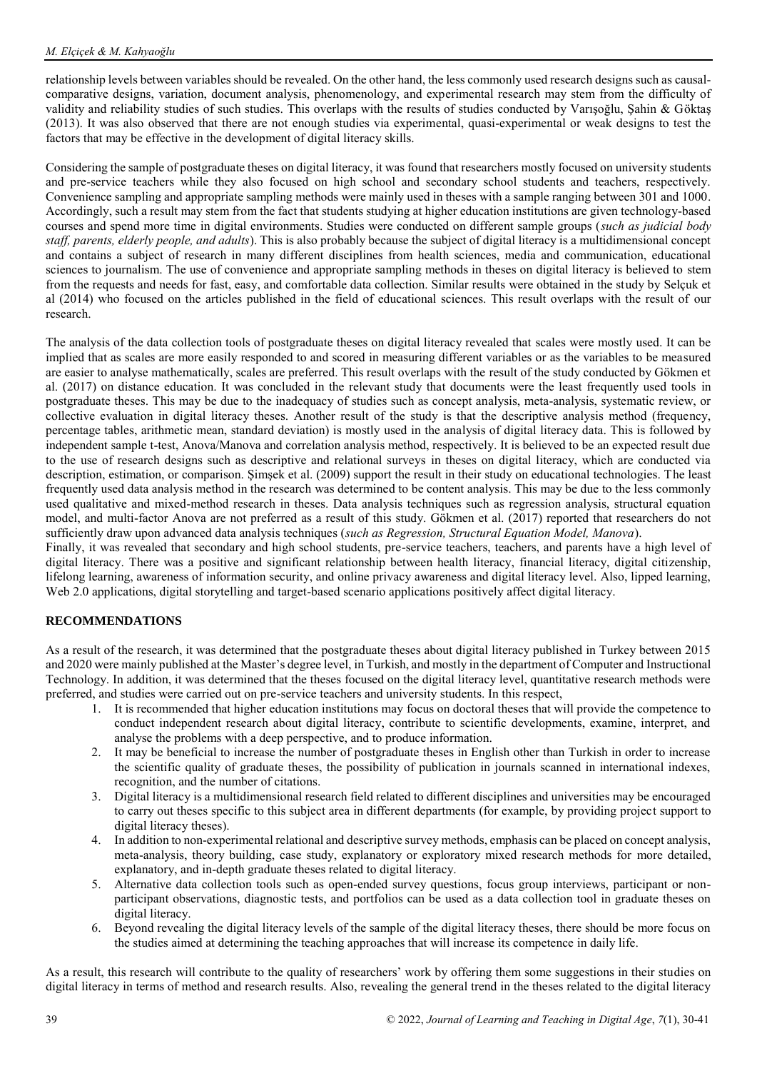relationship levels between variables should be revealed. On the other hand, the less commonly used research designs such as causal-comparative designs, variation, document analysis, phenomenology, and experimental research may stem from the difficulty of validity and reliability studies of such studies. This overlaps with the results of studies conducted by Varışoğlu, Şahin & Göktaş (2013). It was also observed that there are not enough studies via experimental, quasi-experimental or weak designs to test the factors that may be effective in the development of digital literacy skills.

Considering the sample of postgraduate theses on digital literacy, it was found that researchers mostly focused on university students and pre-service teachers while they also focused on high school and secondary school students and teachers, respectively. Convenience sampling and appropriate sampling methods were mainly used in theses with a sample ranging between 301 and 1000. Accordingly, such a result may stem from the fact that students studying at higher education institutions are given technology-based courses and spend more time in digital environments. Studies were conducted on different sample groups (*such as judicial body staff, parents, elderly people, and adults*). This is also probably because the subject of digital literacy is a multidimensional concept and contains a subject of research in many different disciplines from health sciences, media and communication, educational sciences to journalism. The use of convenience and appropriate sampling methods in theses on digital literacy is believed to stem from the requests and needs for fast, easy, and comfortable data collection. Similar results were obtained in the study by Selçuk et al (2014) who focused on the articles published in the field of educational sciences. This result overlaps with the result of our research.

The analysis of the data collection tools of postgraduate theses on digital literacy revealed that scales were mostly used. It can be implied that as scales are more easily responded to and scored in measuring different variables or as the variables to be measured are easier to analyse mathematically, scales are preferred. This result overlaps with the result of the study conducted by Gökmen et al. (2017) on distance education. It was concluded in the relevant study that documents were the least frequently used tools in postgraduate theses. This may be due to the inadequacy of studies such as concept analysis, meta-analysis, systematic review, or collective evaluation in digital literacy theses. Another result of the study is that the descriptive analysis method (frequency, percentage tables, arithmetic mean, standard deviation) is mostly used in the analysis of digital literacy data. This is followed by independent sample t-test, Anova/Manova and correlation analysis method, respectively. It is believed to be an expected result due to the use of research designs such as descriptive and relational surveys in theses on digital literacy, which are conducted via description, estimation, or comparison. Şimşek et al. (2009) support the result in their study on educational technologies. The least frequently used data analysis method in the research was determined to be content analysis. This may be due to the less commonly used qualitative and mixed-method research in theses. Data analysis techniques such as regression analysis, structural equation model, and multi-factor Anova are not preferred as a result of this study. Gökmen et al. (2017) reported that researchers do not sufficiently draw upon advanced data analysis techniques (*such as Regression, Structural Equation Model, Manova*).

Finally, it was revealed that secondary and high school students, pre-service teachers, teachers, and parents have a high level of digital literacy. There was a positive and significant relationship between health literacy, financial literacy, digital citizenship, lifelong learning, awareness of information security, and online privacy awareness and digital literacy level. Also, lipped learning, Web 2.0 applications, digital storytelling and target-based scenario applications positively affect digital literacy.

## RECOMMENDATIONS

As a result of the research, it was determined that the postgraduate theses about digital literacy published in Turkey between 2015 and 2020 were mainly published at the Master's degree level, in Turkish, and mostly in the department of Computer and Instructional Technology. In addition, it was determined that the theses focused on the digital literacy level, quantitative research methods were preferred, and studies were carried out on pre-service teachers and university students. In this respect,

1. It is recommended that higher education institutions may focus on doctoral theses that will provide the competence to conduct independent research about digital literacy, contribute to scientific developments, examine, interpret, and analyse the problems with a deep perspective, and to produce information.
2. It may be beneficial to increase the number of postgraduate theses in English other than Turkish in order to increase the scientific quality of graduate theses, the possibility of publication in journals scanned in international indexes, recognition, and the number of citations.
3. Digital literacy is a multidimensional research field related to different disciplines and universities may be encouraged to carry out theses specific to this subject area in different departments (for example, by providing project support to digital literacy theses).
4. In addition to non-experimental relational and descriptive survey methods, emphasis can be placed on concept analysis, meta-analysis, theory building, case study, explanatory or exploratory mixed research methods for more detailed, explanatory, and in-depth graduate theses related to digital literacy.
5. Alternative data collection tools such as open-ended survey questions, focus group interviews, participant or non-participant observations, diagnostic tests, and portfolios can be used as a data collection tool in graduate theses on digital literacy.
6. Beyond revealing the digital literacy levels of the sample of the digital literacy theses, there should be more focus on the studies aimed at determining the teaching approaches that will increase its competence in daily life.

As a result, this research will contribute to the quality of researchers' work by offering them some suggestions in their studies on digital literacy in terms of method and research results. Also, revealing the general trend in the theses related to the digital literacy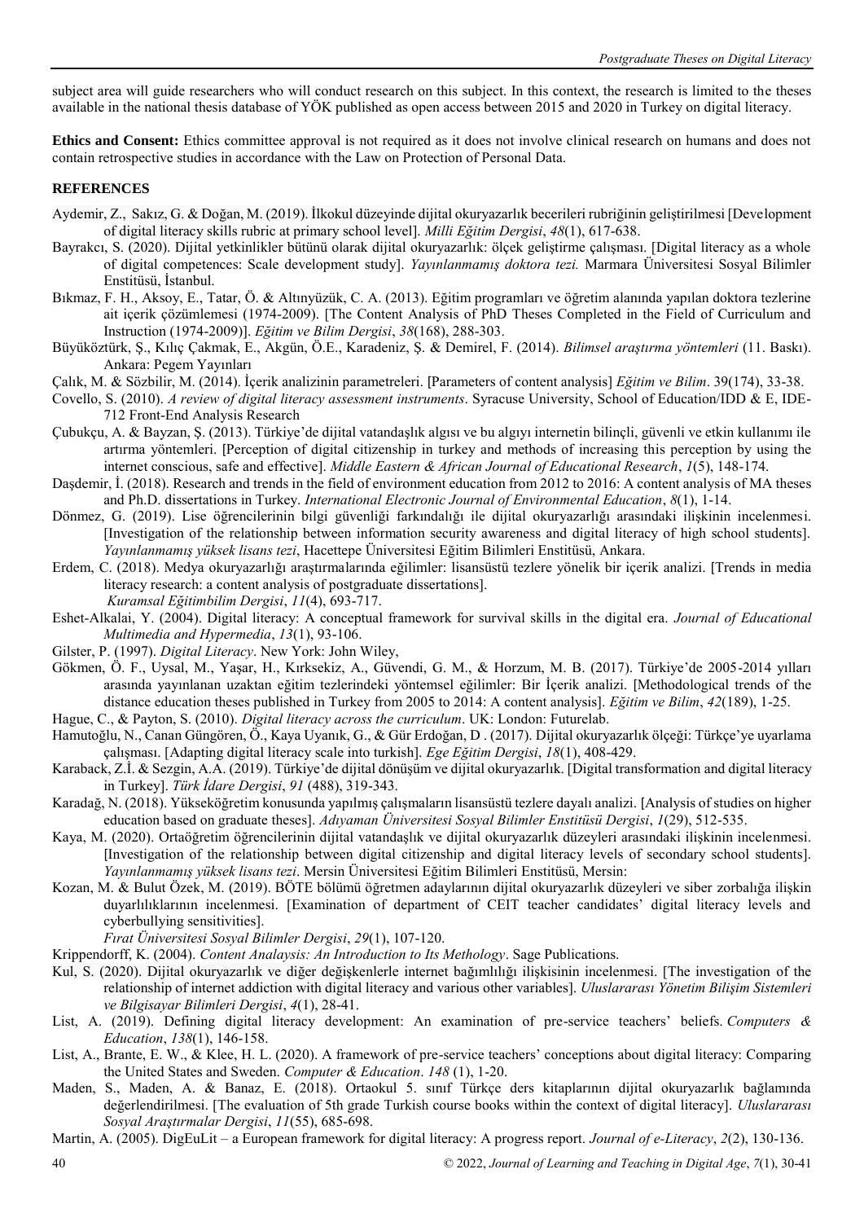subject area will guide researchers who will conduct research on this subject. In this context, the research is limited to the theses available in the national thesis database of YÖK published as open access between 2015 and 2020 in Turkey on digital literacy.

**Ethics and Consent:** Ethics committee approval is not required as it does not involve clinical research on humans and does not contain retrospective studies in accordance with the Law on Protection of Personal Data.

## REFERENCES

Aydemir, Z., Sakız, G. & Doğan, M. (2019). İlkokul düzeyinde dijital okuryazarlık becerileri rubriğinin geliştirilmesi [Development of digital literacy skills rubric at primary school level]. *Milli Eğitim Dergisi*, *48*(1), 617-638.

Bayrakcı, S. (2020). Dijital yetkinlikler bütünü olarak dijital okuryazarlık: ölçek geliştirme çalışması. [Digital literacy as a whole of digital competences: Scale development study]. *Yayınlanmamış doktora tezi.* Marmara Üniversitesi Sosyal Bilimler Enstitüsü, İstanbul.

Bıkmaz, F. H., Aksoy, E., Tatar, Ö. & Altınyüzük, C. A. (2013). Eğitim programları ve öğretim alanında yapılan doktora tezlerine ait içerik çözümlemesi (1974-2009). [The Content Analysis of PhD Theses Completed in the Field of Curriculum and Instruction (1974-2009)]. *Eğitim ve Bilim Dergisi*, *38*(168), 288-303.

Büyüköztürk, Ş., Kılıç Çakmak, E., Akgün, Ö.E., Karadeniz, Ş. & Demirel, F. (2014). *Bilimsel araştırma yöntemleri* (11. Baskı). Ankara: Pegem Yayınları

Çalık, M. & Sözbilir, M. (2014). İçerik analizinin parametreleri. [Parameters of content analysis] *Eğitim ve Bilim*. 39(174), 33-38.

Covello, S. (2010). *A review of digital literacy assessment instruments*. Syracuse University, School of Education/IDD & E, IDE-712 Front-End Analysis Research

Çubukçu, A. & Bayzan, Ş. (2013). Türkiye'de dijital vatandaşlık algısı ve bu algıyı internetin bilinçli, güvenli ve etkin kullanımı ile artırma yöntemleri. [Perception of digital citizenship in turkey and methods of increasing this perception by using the internet conscious, safe and effective]. *Middle Eastern & African Journal of Educational Research*, *1*(5), 148-174.

Daşdemir, İ. (2018). Research and trends in the field of environment education from 2012 to 2016: A content analysis of MA theses and Ph.D. dissertations in Turkey. *International Electronic Journal of Environmental Education*, *8*(1), 1-14.

Dönmez, G. (2019). Lise öğrencilerinin bilgi güvenliği farkındalığı ile dijital okuryazarlığı arasındaki ilişkinin incelenmesi. [Investigation of the relationship between information security awareness and digital literacy of high school students]. *Yayınlanmamış yüksek lisans tezi*, Hacettepe Üniversitesi Eğitim Bilimleri Enstitüsü, Ankara.

Erdem, C. (2018). Medya okuryazarlığı araştırmalarında eğilimler: lisansüstü tezlere yönelik bir içerik analizi. [Trends in media literacy research: a content analysis of postgraduate dissertations]. *Kuramsal Eğitimbilim Dergisi*, *11*(4), 693-717.

Eshet-Alkalai, Y. (2004). Digital literacy: A conceptual framework for survival skills in the digital era. *Journal of Educational Multimedia and Hypermedia*, *13*(1), 93-106.

Gilster, P. (1997). *Digital Literacy*. New York: John Wiley,

Gökmen, Ö. F., Uysal, M., Yaşar, H., Kırksekiz, A., Güvendi, G. M., & Horzum, M. B. (2017). Türkiye'de 2005-2014 yılları arasında yayınlanan uzaktan eğitim tezlerindeki yöntemsel eğilimler: Bir İçerik analizi. [Methodological trends of the distance education theses published in Turkey from 2005 to 2014: A content analysis]. *Eğitim ve Bilim*, *42*(189), 1-25.

Hague, C., & Payton, S. (2010). *Digital literacy across the curriculum*. UK: London: Futurelab.

Hamutoğlu, N., Canan Güngören, Ö., Kaya Uyanık, G., & Gür Erdoğan, D . (2017). Dijital okuryazarlık ölçeği: Türkçe'ye uyarlama çalışması. [Adapting digital literacy scale into turkish]. *Ege Eğitim Dergisi*, *18*(1), 408-429.

Karaback, Z.İ. & Sezgin, A.A. (2019). Türkiye'de dijital dönüşüm ve dijital okuryazarlık. [Digital transformation and digital literacy in Turkey]. *Türk İdare Dergisi*, *91* (488), 319-343.

Karadağ, N. (2018). Yükseköğretim konusunda yapılmış çalışmaların lisansüstü tezlere dayalı analizi. [Analysis of studies on higher education based on graduate theses]. *Adıyaman Üniversitesi Sosyal Bilimler Enstitüsü Dergisi*, *1*(29), 512-535.

Kaya, M. (2020). Ortaöğretim öğrencilerinin dijital vatandaşlık ve dijital okuryazarlık düzeyleri arasındaki ilişkinin incelenmesi. [Investigation of the relationship between digital citizenship and digital literacy levels of secondary school students]. *Yayınlanmamış yüksek lisans tezi*. Mersin Üniversitesi Eğitim Bilimleri Enstitüsü, Mersin:

Kozan, M. & Bulut Özek, M. (2019). BÖTE bölümü öğretmen adaylarının dijital okuryazarlık düzeyleri ve siber zorbalığa ilişkin duyarlılıklarının incelenmesi. [Examination of department of CEIT teacher candidates' digital literacy levels and cyberbullying sensitivities]. *Fırat Üniversitesi Sosyal Bilimler Dergisi*, *29*(1), 107-120.

Krippendorff, K. (2004). *Content Analaysis: An Introduction to Its Methology*. Sage Publications.

Kul, S. (2020). Dijital okuryazarlık ve diğer değişkenlerle internet bağımlılığı ilişkisinin incelenmesi. [The investigation of the relationship of internet addiction with digital literacy and various other variables]. *Uluslararası Yönetim Bilişim Sistemleri ve Bilgisayar Bilimleri Dergisi*, *4*(1), 28-41.

List, A. (2019). Defining digital literacy development: An examination of pre-service teachers' beliefs. *Computers & Education*, *138*(1), 146-158.

List, A., Brante, E. W., & Klee, H. L. (2020). A framework of pre-service teachers' conceptions about digital literacy: Comparing the United States and Sweden. *Computer & Education*. *148* (1), 1-20.

Maden, S., Maden, A. & Banaz, E. (2018). Ortaokul 5. sınıf Türkçe ders kitaplarının dijital okuryazarlık bağlamında değerlendirilmesi. [The evaluation of 5th grade Turkish course books within the context of digital literacy]. *Uluslararası Sosyal Araştırmalar Dergisi*, *11*(55), 685-698.

Martin, A. (2005). DigEuLit – a European framework for digital literacy: A progress report. *Journal of e-Literacy*, *2*(2), 130-136.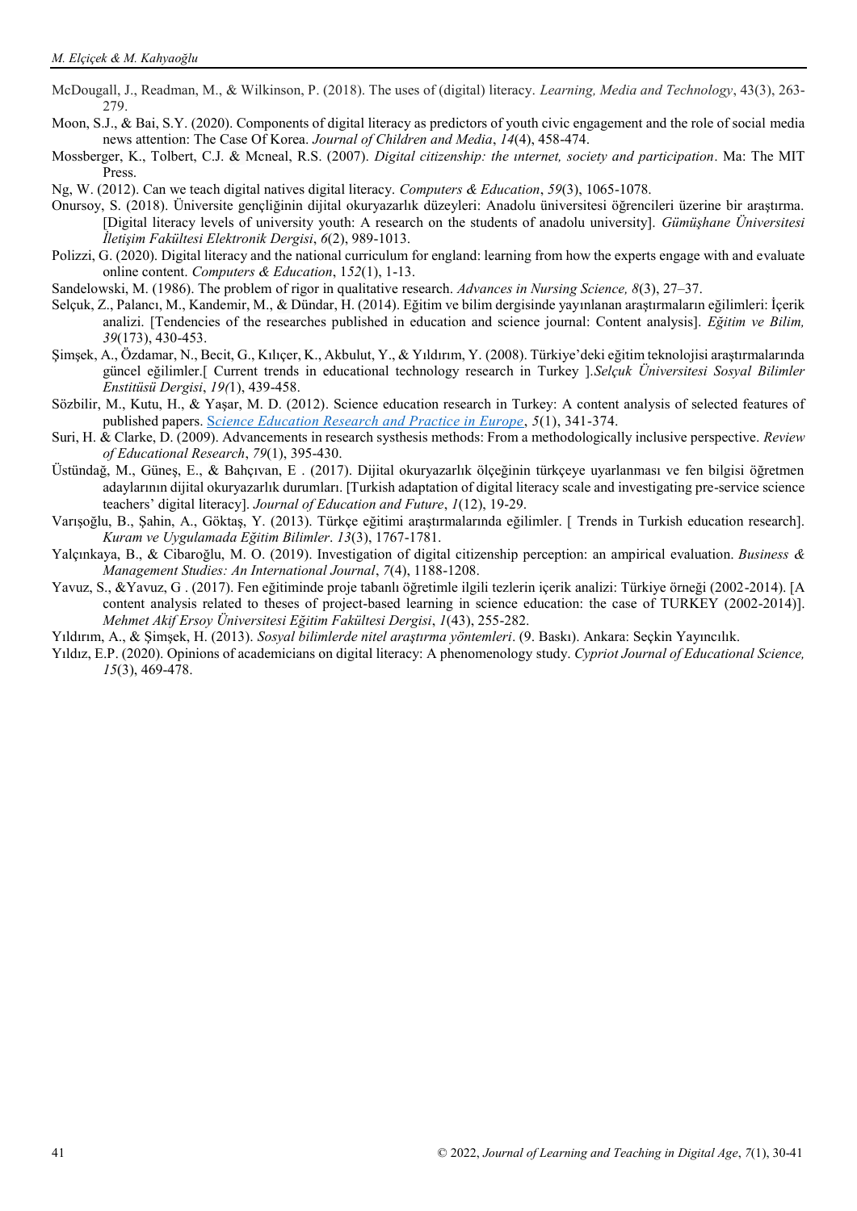McDougall, J., Readman, M., & Wilkinson, P. (2018). The uses of (digital) literacy. *Learning, Media and Technology*, 43(3), 263-279.

Moon, S.J., & Bai, S.Y. (2020). Components of digital literacy as predictors of youth civic engagement and the role of social media news attention: The Case Of Korea. *Journal of Children and Media*, *14*(4), 458-474.

Mossberger, K., Tolbert, C.J. & Mcneal, R.S. (2007). *Digital citizenship: the ınternet, society and participation*. Ma: The MIT Press.

Ng, W. (2012). Can we teach digital natives digital literacy. *Computers & Education*, *59*(3), 1065-1078.

Onursoy, S. (2018). Üniversite gençliğinin dijital okuryazarlık düzeyleri: Anadolu üniversitesi öğrencileri üzerine bir araştırma. [Digital literacy levels of university youth: A research on the students of anadolu university]. *Gümüşhane Üniversitesi İletişim Fakültesi Elektronik Dergisi*, *6*(2), 989-1013.

Polizzi, G. (2020). Digital literacy and the national curriculum for england: learning from how the experts engage with and evaluate online content. *Computers & Education*, 1*52*(1), 1-13.

Sandelowski, M. (1986). The problem of rigor in qualitative research. *Advances in Nursing Science, 8*(3), 27–37.

Selçuk, Z., Palancı, M., Kandemir, M., & Dündar, H. (2014). Eğitim ve bilim dergisinde yayınlanan araştırmaların eğilimleri: İçerik analizi. [Tendencies of the researches published in education and science journal: Content analysis]. *Eğitim ve Bilim, 39*(173), 430-453.

Şimşek, A., Özdamar, N., Becit, G., Kılıçer, K., Akbulut, Y., & Yıldırım, Y. (2008). Türkiye'deki eğitim teknolojisi araştırmalarında güncel eğilimler.[ Current trends in educational technology research in Turkey ].*Selçuk Üniversitesi Sosyal Bilimler Enstitüsü Dergisi*, *19(*1), 439-458.

Sözbilir, M., Kutu, H., & Yaşar, M. D. (2012). Science education research in Turkey: A content analysis of selected features of published papers. *Science Education Research and Practice in Europe*, *5*(1), 341-374.

Suri, H. & Clarke, D. (2009). Advancements in research systhesis methods: From a methodologically inclusive perspective. *Review of Educational Research*, *79*(1), 395-430.

Üstündağ, M., Güneş, E., & Bahçıvan, E . (2017). Dijital okuryazarlık ölçeğinin türkçeye uyarlanması ve fen bilgisi öğretmen adaylarının dijital okuryazarlık durumları. [Turkish adaptation of digital literacy scale and investigating pre-service science teachers' digital literacy]. *Journal of Education and Future*, *1*(12), 19-29.

Varışoğlu, B., Şahin, A., Göktaş, Y. (2013). Türkçe eğitimi araştırmalarında eğilimler. [ Trends in Turkish education research]. *Kuram ve Uygulamada Eğitim Bilimler*. *13*(3), 1767-1781.

Yalçınkaya, B., & Cibaroğlu, M. O. (2019). Investigation of digital citizenship perception: an ampirical evaluation. *Business & Management Studies: An International Journal*, *7*(4), 1188-1208.

Yavuz, S., &Yavuz, G . (2017). Fen eğitiminde proje tabanlı öğretimle ilgili tezlerin içerik analizi: Türkiye örneği (2002-2014). [A content analysis related to theses of project-based learning in science education: the case of TURKEY (2002-2014)]. *Mehmet Akif Ersoy Üniversitesi Eğitim Fakültesi Dergisi*, *1*(43), 255-282.

Yıldırım, A., & Şimşek, H. (2013). *Sosyal bilimlerde nitel araştırma yöntemleri*. (9. Baskı). Ankara: Seçkin Yayıncılık.

Yıldız, E.P. (2020). Opinions of academicians on digital literacy: A phenomenology study. *Cypriot Journal of Educational Science, 15*(3), 469-478.